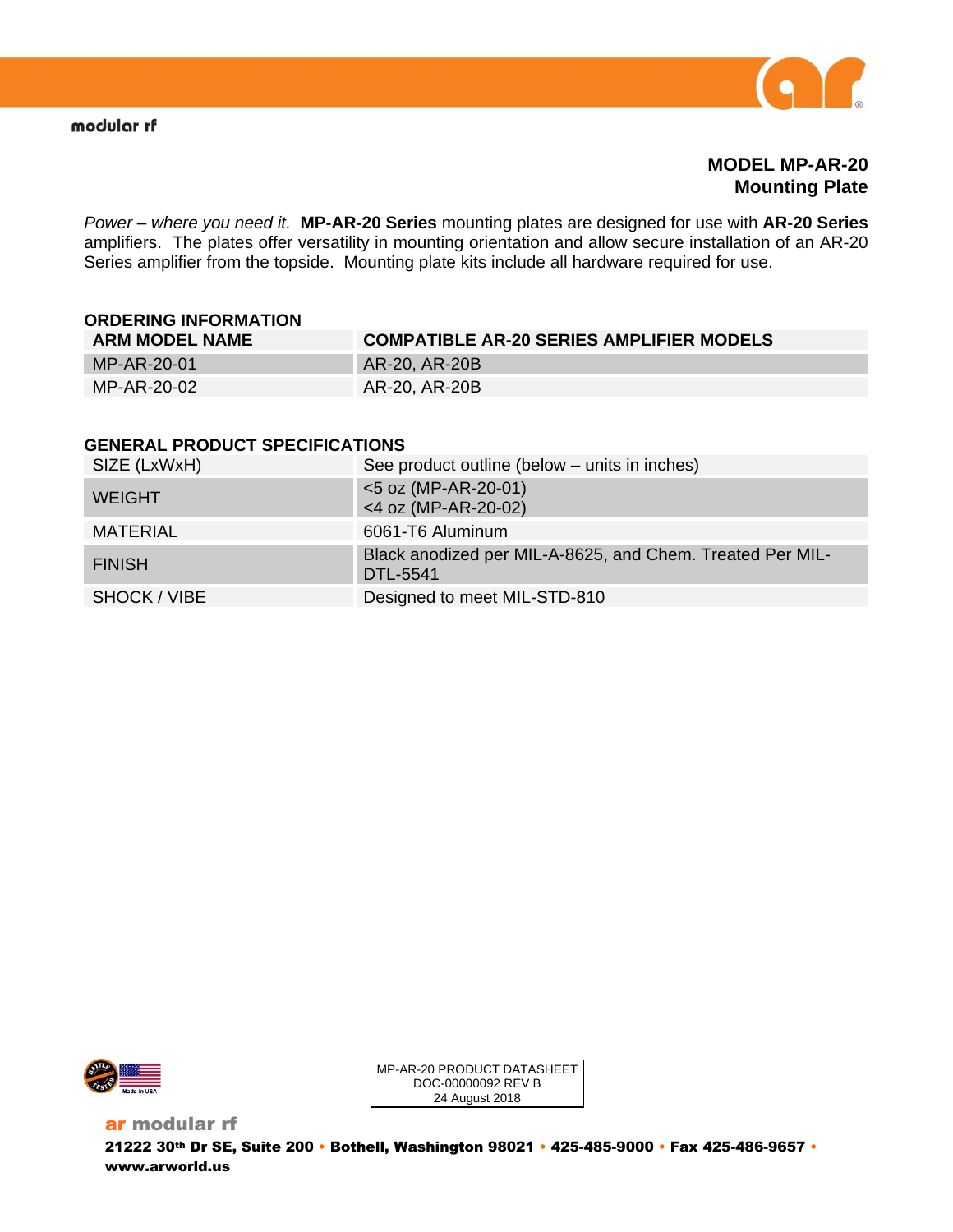modular rf

# MODEL MP-AR-20
## Mounting Plate

*Power – where you need it.* **MP-AR-20 Series** mounting plates are designed for use with **AR-20 Series** amplifiers. The plates offer versatility in mounting orientation and allow secure installation of an AR-20 Series amplifier from the topside. Mounting plate kits include all hardware required for use.

### ORDERING INFORMATION

| ARM MODEL NAME | COMPATIBLE AR-20 SERIES AMPLIFIER MODELS |
|---|---|
| MP-AR-20-01 | AR-20, AR-20B |
| MP-AR-20-02 | AR-20, AR-20B |

### GENERAL PRODUCT SPECIFICATIONS

| | |
|---|---|
| SIZE (LxWxH) | See product outline (below – units in inches) |
| WEIGHT | <5 oz (MP-AR-20-01)<br><4 oz (MP-AR-20-02) |
| MATERIAL | 6061-T6 Aluminum |
| FINISH | Black anodized per MIL-A-8625, and Chem. Treated Per MIL-DTL-5541 |
| SHOCK / VIBE | Designed to meet MIL-STD-810 |

MP-AR-20 PRODUCT DATASHEET
DOC-00000092 REV B
24 August 2018

**ar modular rf**
**21222 30th Dr SE, Suite 200 • Bothell, Washington 98021 • 425-485-9000 • Fax 425-486-9657 • www.arworld.us**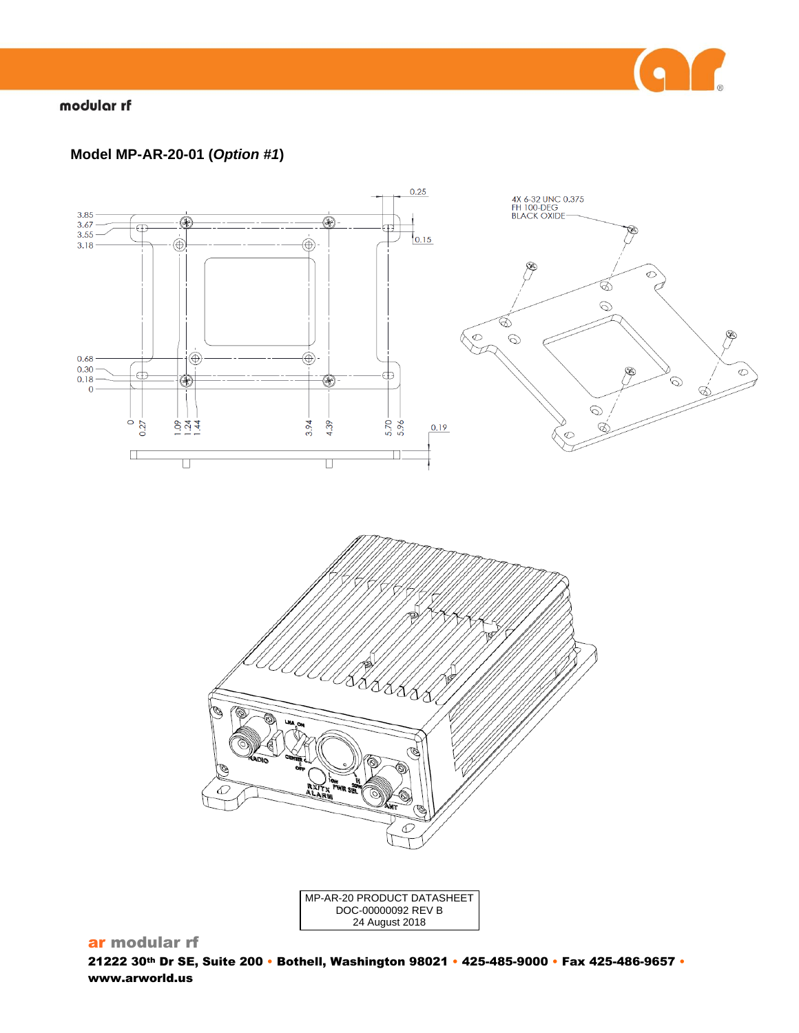## Model MP-AR-20-01 (*Option #1*)

MP-AR-20 PRODUCT DATASHEET
DOC-00000092 REV B
24 August 2018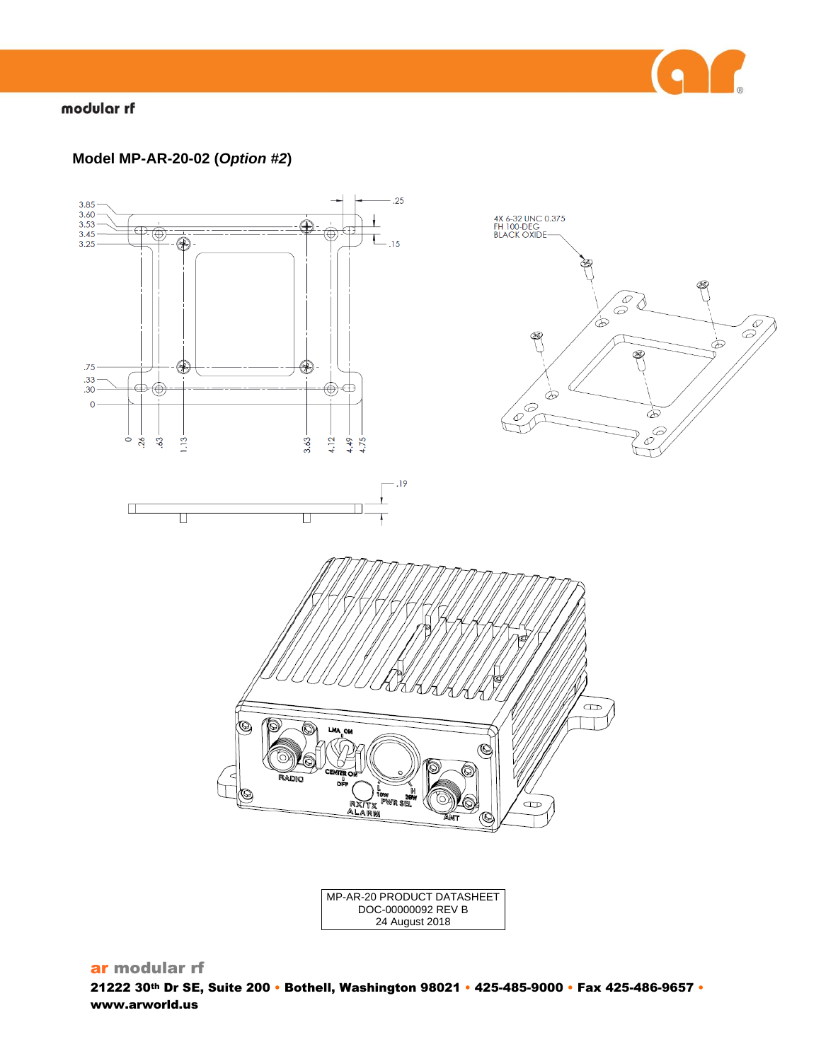modular rf

**Model MP-AR-20-02 (*Option #2*)**

3.85
3.60
3.53
3.45
3.25

.25

.15

.75
.33
.30
0

0
.26
.63
1.13
3.63
4.12
4.49
4.75

4X 6-32 UNC 0.375
FH 100-DEG
BLACK OXIDE

.19

LNA ON
RADIO
CENTER ON
OFF
L 10W
H 20W
PWR SEL
RX/TX ALARM
ANT

MP-AR-20 PRODUCT DATASHEET
DOC-00000092 REV B
24 August 2018

**ar modular rf**

**21222 30th Dr SE, Suite 200 • Bothell, Washington 98021 • 425-485-9000 • Fax 425-486-9657 • www.arworld.us**